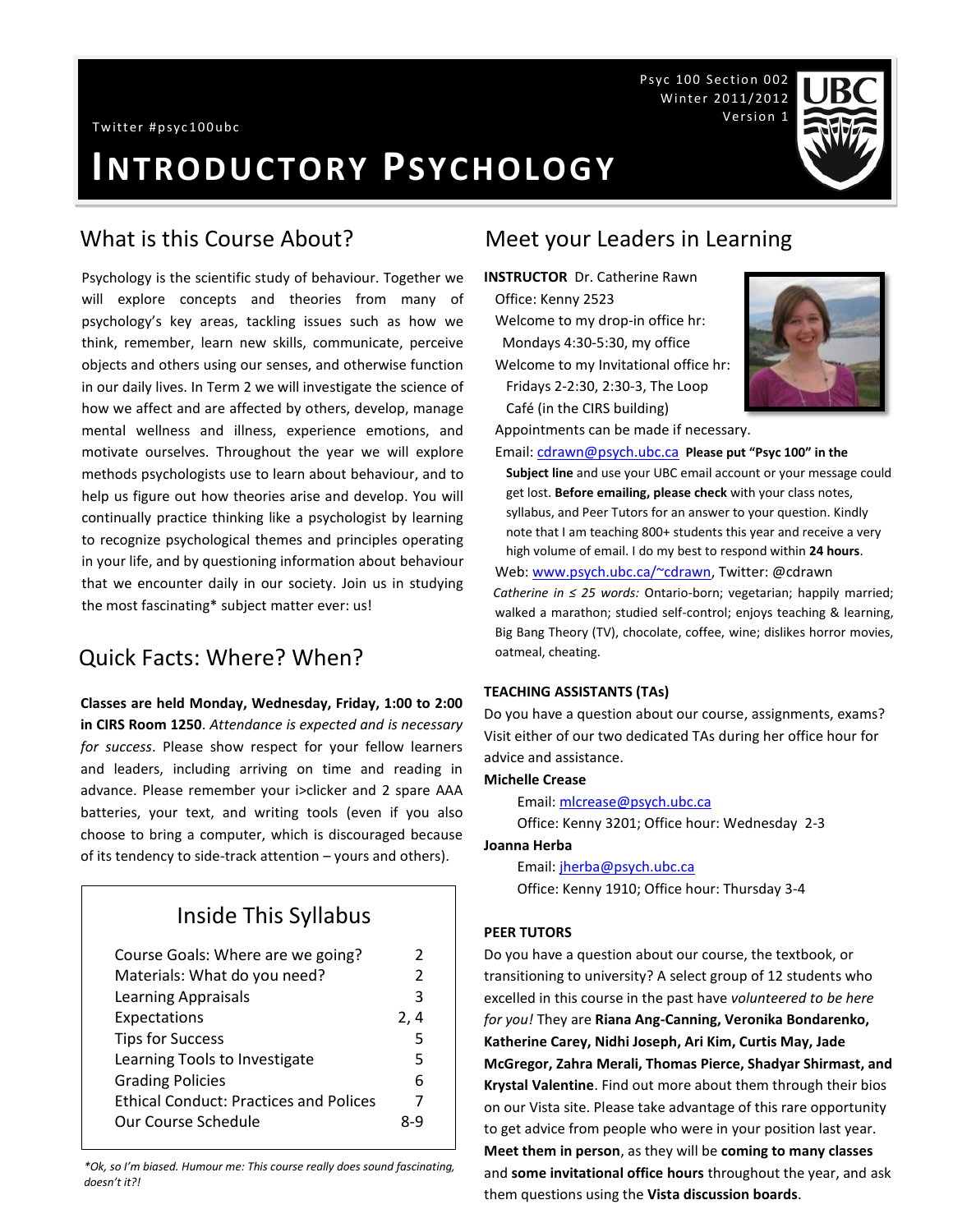Psyc 100 Section 002
Winter 2011/2012
Version 1

Twitter #psyc100ubc

# INTRODUCTORY PSYCHOLOGY

## What is this Course About?

Psychology is the scientific study of behaviour. Together we will explore concepts and theories from many of psychology's key areas, tackling issues such as how we think, remember, learn new skills, communicate, perceive objects and others using our senses, and otherwise function in our daily lives. In Term 2 we will investigate the science of how we affect and are affected by others, develop, manage mental wellness and illness, experience emotions, and motivate ourselves. Throughout the year we will explore methods psychologists use to learn about behaviour, and to help us figure out how theories arise and develop. You will continually practice thinking like a psychologist by learning to recognize psychological themes and principles operating in your life, and by questioning information about behaviour that we encounter daily in our society. Join us in studying the most fascinating* subject matter ever: us!

## Quick Facts: Where? When?

**Classes are held Monday, Wednesday, Friday, 1:00 to 2:00 in CIRS Room 1250**. *Attendance is expected and is necessary for success*. Please show respect for your fellow learners and leaders, including arriving on time and reading in advance. Please remember your i>clicker and 2 spare AAA batteries, your text, and writing tools (even if you also choose to bring a computer, which is discouraged because of its tendency to side-track attention – yours and others).

### Inside This Syllabus

| | |
|---|---|
| Course Goals: Where are we going? | 2 |
| Materials: What do you need? | 2 |
| Learning Appraisals | 3 |
| Expectations | 2, 4 |
| Tips for Success | 5 |
| Learning Tools to Investigate | 5 |
| Grading Policies | 6 |
| Ethical Conduct: Practices and Polices | 7 |
| Our Course Schedule | 8-9 |

**Ok, so I'm biased. Humour me: This course really does sound fascinating, doesn't it?!*

## Meet your Leaders in Learning

**INSTRUCTOR** Dr. Catherine Rawn
Office: Kenny 2523
Welcome to my drop-in office hr:
Mondays 4:30-5:30, my office
Welcome to my Invitational office hr:
Fridays 2-2:30, 2:30-3, The Loop Café (in the CIRS building)
Appointments can be made if necessary.
Email: cdrawn@psych.ubc.ca **Please put "Psyc 100" in the Subject line** and use your UBC email account or your message could get lost. **Before emailing, please check** with your class notes, syllabus, and Peer Tutors for an answer to your question. Kindly note that I am teaching 800+ students this year and receive a very high volume of email. I do my best to respond within **24 hours**.
Web: www.psych.ubc.ca/~cdrawn, Twitter: @cdrawn
*Catherine in ≤ 25 words:* Ontario-born; vegetarian; happily married; walked a marathon; studied self-control; enjoys teaching & learning, Big Bang Theory (TV), chocolate, coffee, wine; dislikes horror movies, oatmeal, cheating.

**TEACHING ASSISTANTS (TAs)**

Do you have a question about our course, assignments, exams? Visit either of our two dedicated TAs during her office hour for advice and assistance.

**Michelle Crease**
Email: mlcrease@psych.ubc.ca
Office: Kenny 3201; Office hour: Wednesday 2-3

**Joanna Herba**
Email: jherba@psych.ubc.ca
Office: Kenny 1910; Office hour: Thursday 3-4

**PEER TUTORS**

Do you have a question about our course, the textbook, or transitioning to university? A select group of 12 students who excelled in this course in the past have *volunteered to be here for you!* They are **Riana Ang-Canning, Veronika Bondarenko, Katherine Carey, Nidhi Joseph, Ari Kim, Curtis May, Jade McGregor, Zahra Merali, Thomas Pierce, Shadyar Shirmast, and Krystal Valentine**. Find out more about them through their bios on our Vista site. Please take advantage of this rare opportunity to get advice from people who were in your position last year. **Meet them in person**, as they will be **coming to many classes** and **some invitational office hours** throughout the year, and ask them questions using the **Vista discussion boards**.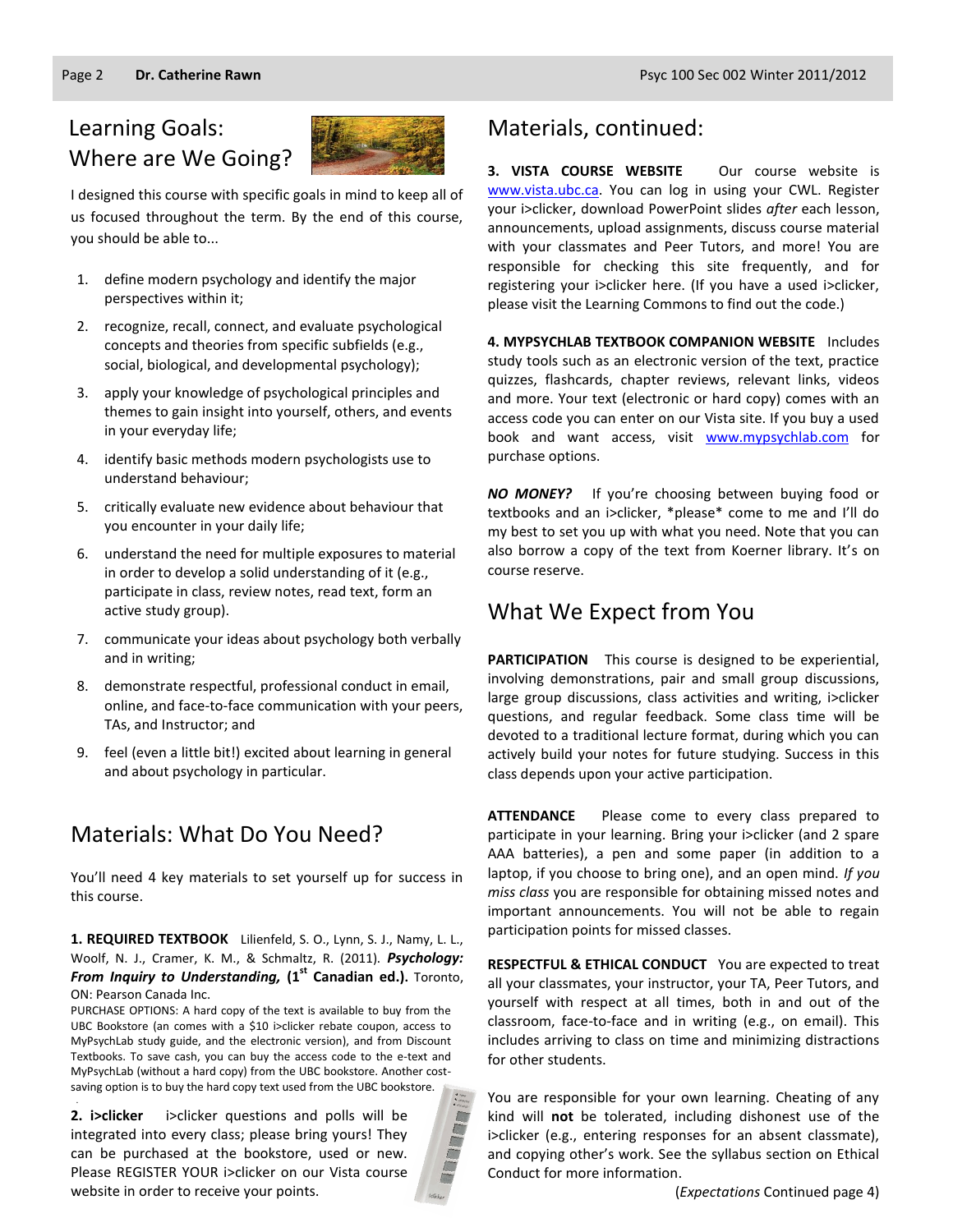## Learning Goals: Where are We Going?

I designed this course with specific goals in mind to keep all of us focused throughout the term. By the end of this course, you should be able to...

1. define modern psychology and identify the major perspectives within it;
2. recognize, recall, connect, and evaluate psychological concepts and theories from specific subfields (e.g., social, biological, and developmental psychology);
3. apply your knowledge of psychological principles and themes to gain insight into yourself, others, and events in your everyday life;
4. identify basic methods modern psychologists use to understand behaviour;
5. critically evaluate new evidence about behaviour that you encounter in your daily life;
6. understand the need for multiple exposures to material in order to develop a solid understanding of it (e.g., participate in class, review notes, read text, form an active study group).
7. communicate your ideas about psychology both verbally and in writing;
8. demonstrate respectful, professional conduct in email, online, and face-to-face communication with your peers, TAs, and Instructor; and
9. feel (even a little bit!) excited about learning in general and about psychology in particular.

## Materials: What Do You Need?

You'll need 4 key materials to set yourself up for success in this course.

**1. REQUIRED TEXTBOOK** Lilienfeld, S. O., Lynn, S. J., Namy, L. L., Woolf, N. J., Cramer, K. M., & Schmaltz, R. (2011). ***Psychology: From Inquiry to Understanding*****, (1st Canadian ed.).** Toronto, ON: Pearson Canada Inc.

PURCHASE OPTIONS: A hard copy of the text is available to buy from the UBC Bookstore (an comes with a $10 i>clicker rebate coupon, access to MyPsychLab study guide, and the electronic version), and from Discount Textbooks. To save cash, you can buy the access code to the e-text and MyPsychLab (without a hard copy) from the UBC bookstore. Another cost-saving option is to buy the hard copy text used from the UBC bookstore.

**2. i>clicker** i>clicker questions and polls will be integrated into every class; please bring yours! They can be purchased at the bookstore, used or new. Please REGISTER YOUR i>clicker on our Vista course website in order to receive your points.

## Materials, continued:

**3. VISTA COURSE WEBSITE** Our course website is www.vista.ubc.ca. You can log in using your CWL. Register your i>clicker, download PowerPoint slides *after* each lesson, announcements, upload assignments, discuss course material with your classmates and Peer Tutors, and more! You are responsible for checking this site frequently, and for registering your i>clicker here. (If you have a used i>clicker, please visit the Learning Commons to find out the code.)

**4. MYPSYCHLAB TEXTBOOK COMPANION WEBSITE** Includes study tools such as an electronic version of the text, practice quizzes, flashcards, chapter reviews, relevant links, videos and more. Your text (electronic or hard copy) comes with an access code you can enter on our Vista site. If you buy a used book and want access, visit www.mypsychlab.com for purchase options.

***NO MONEY?*** If you're choosing between buying food or textbooks and an i>clicker, *please* come to me and I'll do my best to set you up with what you need. Note that you can also borrow a copy of the text from Koerner library. It's on course reserve.

## What We Expect from You

**PARTICIPATION** This course is designed to be experiential, involving demonstrations, pair and small group discussions, large group discussions, class activities and writing, i>clicker questions, and regular feedback. Some class time will be devoted to a traditional lecture format, during which you can actively build your notes for future studying. Success in this class depends upon your active participation.

**ATTENDANCE** Please come to every class prepared to participate in your learning. Bring your i>clicker (and 2 spare AAA batteries), a pen and some paper (in addition to a laptop, if you choose to bring one), and an open mind. *If you miss class* you are responsible for obtaining missed notes and important announcements. You will not be able to regain participation points for missed classes.

**RESPECTFUL & ETHICAL CONDUCT** You are expected to treat all your classmates, your instructor, your TA, Peer Tutors, and yourself with respect at all times, both in and out of the classroom, face-to-face and in writing (e.g., on email). This includes arriving to class on time and minimizing distractions for other students.

You are responsible for your own learning. Cheating of any kind will **not** be tolerated, including dishonest use of the i>clicker (e.g., entering responses for an absent classmate), and copying other's work. See the syllabus section on Ethical Conduct for more information.

(*Expectations* Continued page 4)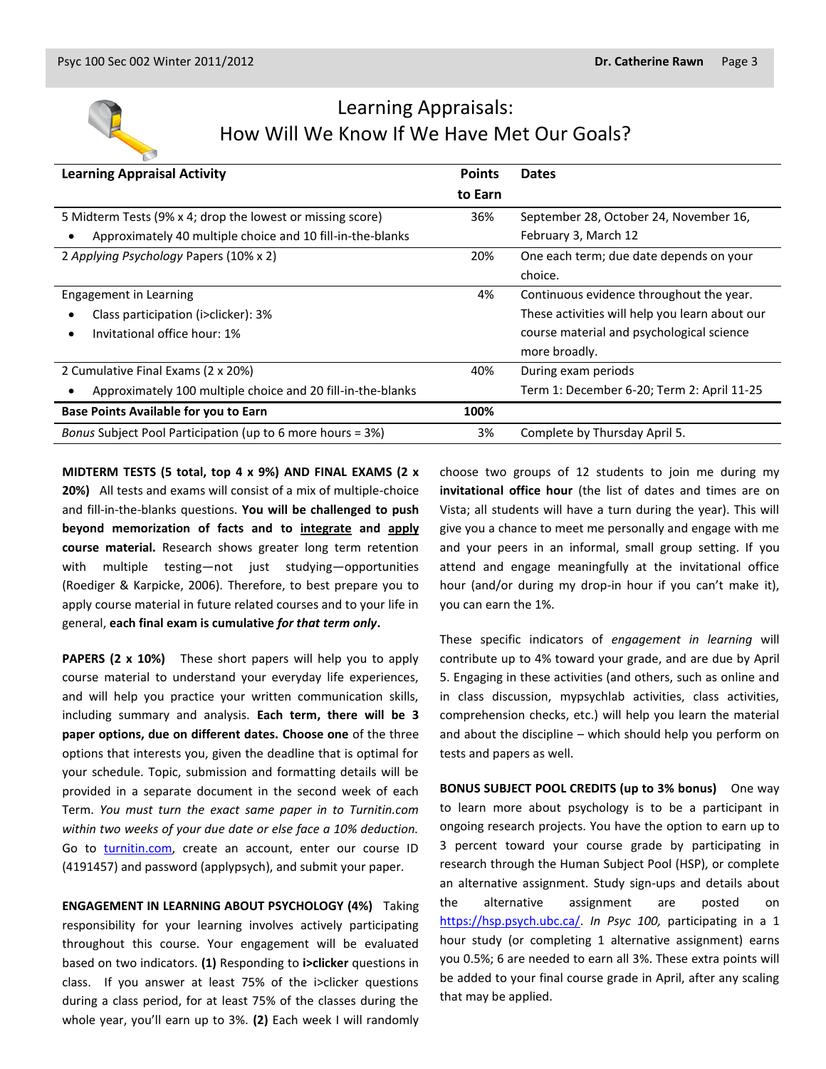# Learning Appraisals: How Will We Know If We Have Met Our Goals?

| Learning Appraisal Activity | Points to Earn | Dates |
|---|---|---|
| 5 Midterm Tests (9% x 4; drop the lowest or missing score)<br>• Approximately 40 multiple choice and 10 fill-in-the-blanks | 36% | September 28, October 24, November 16, February 3, March 12 |
| 2 *Applying Psychology* Papers (10% x 2) | 20% | One each term; due date depends on your choice. |
| Engagement in Learning<br>• Class participation (i>clicker): 3%<br>• Invitational office hour: 1% | 4% | Continuous evidence throughout the year. These activities will help you learn about our course material and psychological science more broadly. |
| 2 Cumulative Final Exams (2 x 20%)<br>• Approximately 100 multiple choice and 20 fill-in-the-blanks | 40% | During exam periods<br>Term 1: December 6-20; Term 2: April 11-25 |
| **Base Points Available for you to Earn** | **100%** | |
| *Bonus* Subject Pool Participation (up to 6 more hours = 3%) | 3% | Complete by Thursday April 5. |

**MIDTERM TESTS (5 total, top 4 x 9%) AND FINAL EXAMS (2 x 20%)** All tests and exams will consist of a mix of multiple-choice and fill-in-the-blanks questions. **You will be challenged to push beyond memorization of facts and to integrate and apply course material.** Research shows greater long term retention with multiple testing—not just studying—opportunities (Roediger & Karpicke, 2006). Therefore, to best prepare you to apply course material in future related courses and to your life in general, **each final exam is cumulative *for that term only*.**

**PAPERS (2 x 10%)** These short papers will help you to apply course material to understand your everyday life experiences, and will help you practice your written communication skills, including summary and analysis. **Each term, there will be 3 paper options, due on different dates. Choose one** of the three options that interests you, given the deadline that is optimal for your schedule. Topic, submission and formatting details will be provided in a separate document in the second week of each Term. *You must turn the exact same paper in to Turnitin.com within two weeks of your due date or else face a 10% deduction.* Go to turnitin.com, create an account, enter our course ID (4191457) and password (applypsych), and submit your paper.

**ENGAGEMENT IN LEARNING ABOUT PSYCHOLOGY (4%)** Taking responsibility for your learning involves actively participating throughout this course. Your engagement will be evaluated based on two indicators. **(1)** Responding to **i>clicker** questions in class. If you answer at least 75% of the i>clicker questions during a class period, for at least 75% of the classes during the whole year, you'll earn up to 3%. **(2)** Each week I will randomly choose two groups of 12 students to join me during my **invitational office hour** (the list of dates and times are on Vista; all students will have a turn during the year). This will give you a chance to meet me personally and engage with me and your peers in an informal, small group setting. If you attend and engage meaningfully at the invitational office hour (and/or during my drop-in hour if you can't make it), you can earn the 1%.

These specific indicators of *engagement in learning* will contribute up to 4% toward your grade, and are due by April 5. Engaging in these activities (and others, such as online and in class discussion, mypsychlab activities, class activities, comprehension checks, etc.) will help you learn the material and about the discipline – which should help you perform on tests and papers as well.

**BONUS SUBJECT POOL CREDITS (up to 3% bonus)** One way to learn more about psychology is to be a participant in ongoing research projects. You have the option to earn up to 3 percent toward your course grade by participating in research through the Human Subject Pool (HSP), or complete an alternative assignment. Study sign-ups and details about the alternative assignment are posted on https://hsp.psych.ubc.ca/. *In Psyc 100,* participating in a 1 hour study (or completing 1 alternative assignment) earns you 0.5%; 6 are needed to earn all 3%. These extra points will be added to your final course grade in April, after any scaling that may be applied.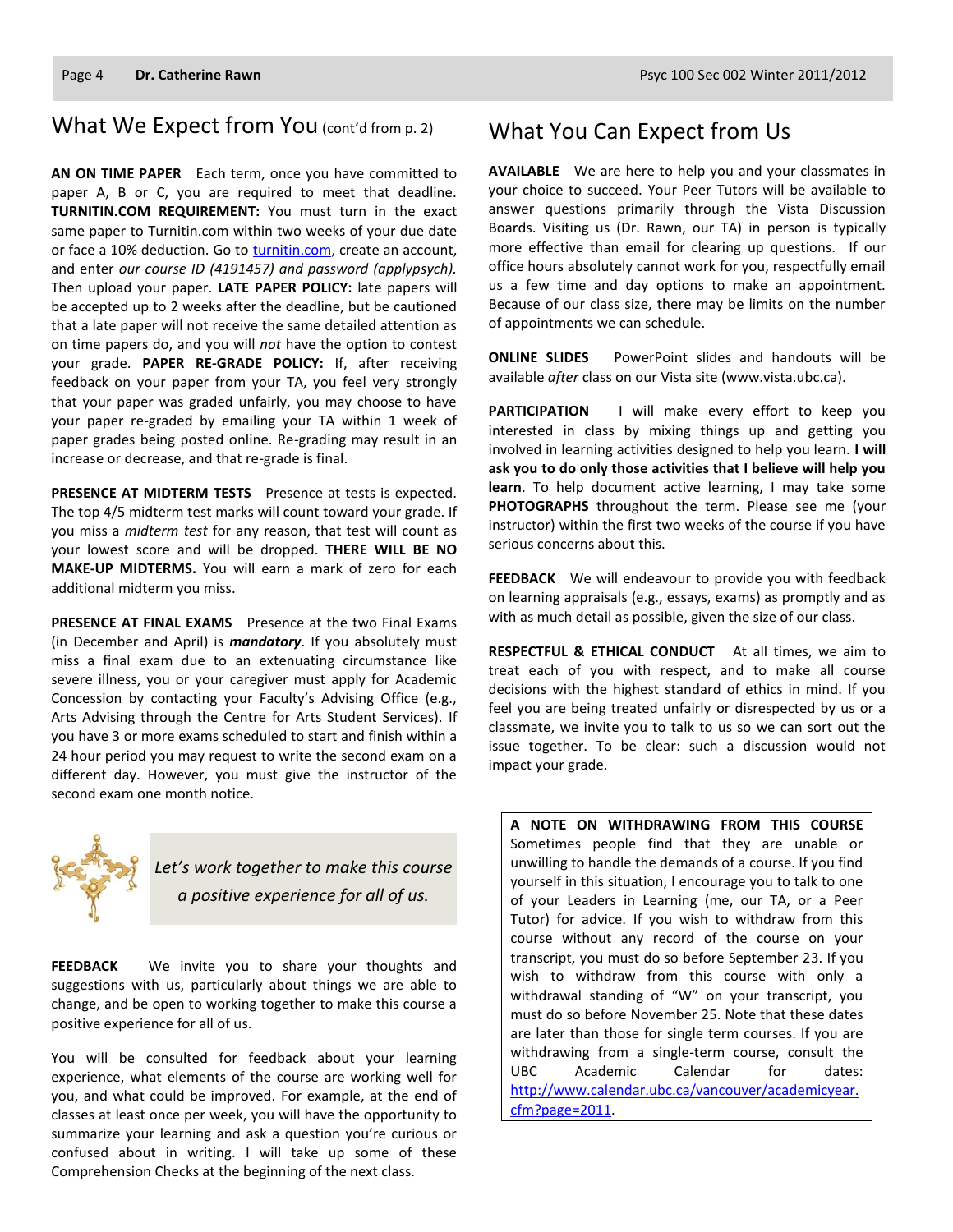## What We Expect from You (cont'd from p. 2)

**AN ON TIME PAPER** Each term, once you have committed to paper A, B or C, you are required to meet that deadline. **TURNITIN.COM REQUIREMENT:** You must turn in the exact same paper to Turnitin.com within two weeks of your due date or face a 10% deduction. Go to turnitin.com, create an account, and enter *our course ID (4191457) and password (applypsych)*. Then upload your paper. **LATE PAPER POLICY:** late papers will be accepted up to 2 weeks after the deadline, but be cautioned that a late paper will not receive the same detailed attention as on time papers do, and you will *not* have the option to contest your grade. **PAPER RE-GRADE POLICY:** If, after receiving feedback on your paper from your TA, you feel very strongly that your paper was graded unfairly, you may choose to have your paper re-graded by emailing your TA within 1 week of paper grades being posted online. Re-grading may result in an increase or decrease, and that re-grade is final.

**PRESENCE AT MIDTERM TESTS** Presence at tests is expected. The top 4/5 midterm test marks will count toward your grade. If you miss a *midterm test* for any reason, that test will count as your lowest score and will be dropped. **THERE WILL BE NO MAKE-UP MIDTERMS.** You will earn a mark of zero for each additional midterm you miss.

**PRESENCE AT FINAL EXAMS** Presence at the two Final Exams (in December and April) is ***mandatory***. If you absolutely must miss a final exam due to an extenuating circumstance like severe illness, you or your caregiver must apply for Academic Concession by contacting your Faculty's Advising Office (e.g., Arts Advising through the Centre for Arts Student Services). If you have 3 or more exams scheduled to start and finish within a 24 hour period you may request to write the second exam on a different day. However, you must give the instructor of the second exam one month notice.

*Let's work together to make this course a positive experience for all of us.*

**FEEDBACK** We invite you to share your thoughts and suggestions with us, particularly about things we are able to change, and be open to working together to make this course a positive experience for all of us.

You will be consulted for feedback about your learning experience, what elements of the course are working well for you, and what could be improved. For example, at the end of classes at least once per week, you will have the opportunity to summarize your learning and ask a question you're curious or confused about in writing. I will take up some of these Comprehension Checks at the beginning of the next class.

## What You Can Expect from Us

**AVAILABLE** We are here to help you and your classmates in your choice to succeed. Your Peer Tutors will be available to answer questions primarily through the Vista Discussion Boards. Visiting us (Dr. Rawn, our TA) in person is typically more effective than email for clearing up questions. If our office hours absolutely cannot work for you, respectfully email us a few time and day options to make an appointment. Because of our class size, there may be limits on the number of appointments we can schedule.

**ONLINE SLIDES** PowerPoint slides and handouts will be available *after* class on our Vista site (www.vista.ubc.ca).

**PARTICIPATION** I will make every effort to keep you interested in class by mixing things up and getting you involved in learning activities designed to help you learn. **I will ask you to do only those activities that I believe will help you learn**. To help document active learning, I may take some **PHOTOGRAPHS** throughout the term. Please see me (your instructor) within the first two weeks of the course if you have serious concerns about this.

**FEEDBACK** We will endeavour to provide you with feedback on learning appraisals (e.g., essays, exams) as promptly and as with as much detail as possible, given the size of our class.

**RESPECTFUL & ETHICAL CONDUCT** At all times, we aim to treat each of you with respect, and to make all course decisions with the highest standard of ethics in mind. If you feel you are being treated unfairly or disrespected by us or a classmate, we invite you to talk to us so we can sort out the issue together. To be clear: such a discussion would not impact your grade.

**A NOTE ON WITHDRAWING FROM THIS COURSE** Sometimes people find that they are unable or unwilling to handle the demands of a course. If you find yourself in this situation, I encourage you to talk to one of your Leaders in Learning (me, our TA, or a Peer Tutor) for advice. If you wish to withdraw from this course without any record of the course on your transcript, you must do so before September 23. If you wish to withdraw from this course with only a withdrawal standing of "W" on your transcript, you must do so before November 25. Note that these dates are later than those for single term courses. If you are withdrawing from a single-term course, consult the UBC Academic Calendar for dates: http://www.calendar.ubc.ca/vancouver/academicyear.cfm?page=2011.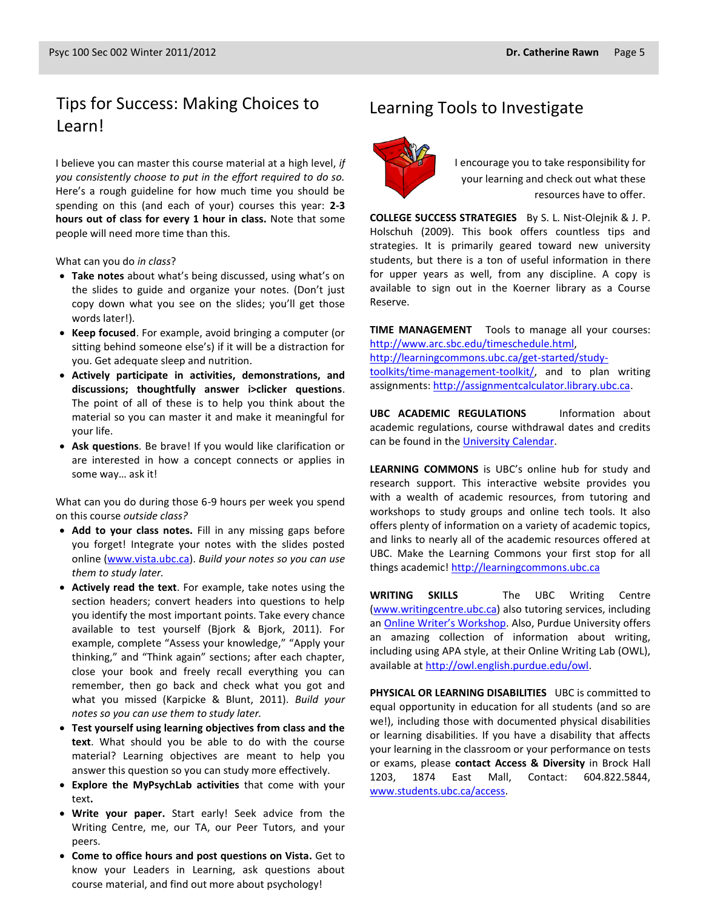## Tips for Success: Making Choices to Learn!

I believe you can master this course material at a high level, *if you consistently choose to put in the effort required to do so.* Here's a rough guideline for how much time you should be spending on this (and each of your) courses this year: **2-3 hours out of class for every 1 hour in class.** Note that some people will need more time than this.

What can you do *in class*?

- **Take notes** about what's being discussed, using what's on the slides to guide and organize your notes. (Don't just copy down what you see on the slides; you'll get those words later!).
- **Keep focused**. For example, avoid bringing a computer (or sitting behind someone else's) if it will be a distraction for you. Get adequate sleep and nutrition.
- **Actively participate in activities, demonstrations, and discussions; thoughtfully answer i>clicker questions**. The point of all of these is to help you think about the material so you can master it and make it meaningful for your life.
- **Ask questions**. Be brave! If you would like clarification or are interested in how a concept connects or applies in some way… ask it!

What can you do during those 6-9 hours per week you spend on this course *outside class?*

- **Add to your class notes.** Fill in any missing gaps before you forget! Integrate your notes with the slides posted online (www.vista.ubc.ca). *Build your notes so you can use them to study later.*
- **Actively read the text**. For example, take notes using the section headers; convert headers into questions to help you identify the most important points. Take every chance available to test yourself (Bjork & Bjork, 2011). For example, complete "Assess your knowledge," "Apply your thinking," and "Think again" sections; after each chapter, close your book and freely recall everything you can remember, then go back and check what you got and what you missed (Karpicke & Blunt, 2011). *Build your notes so you can use them to study later.*
- **Test yourself using learning objectives from class and the text**. What should you be able to do with the course material? Learning objectives are meant to help you answer this question so you can study more effectively.
- **Explore the MyPsychLab activities** that come with your text**.**
- **Write your paper.** Start early! Seek advice from the Writing Centre, me, our TA, our Peer Tutors, and your peers.
- **Come to office hours and post questions on Vista.** Get to know your Leaders in Learning, ask questions about course material, and find out more about psychology!

## Learning Tools to Investigate

I encourage you to take responsibility for your learning and check out what these resources have to offer.

**COLLEGE SUCCESS STRATEGIES** By S. L. Nist-Olejnik & J. P. Holschuh (2009). This book offers countless tips and strategies. It is primarily geared toward new university students, but there is a ton of useful information in there for upper years as well, from any discipline. A copy is available to sign out in the Koerner library as a Course Reserve.

**TIME MANAGEMENT** Tools to manage all your courses: http://www.arc.sbc.edu/timeschedule.html, http://learningcommons.ubc.ca/get-started/study-toolkits/time-management-toolkit/, and to plan writing assignments: http://assignmentcalculator.library.ubc.ca.

**UBC ACADEMIC REGULATIONS** Information about academic regulations, course withdrawal dates and credits can be found in the University Calendar.

**LEARNING COMMONS** is UBC's online hub for study and research support. This interactive website provides you with a wealth of academic resources, from tutoring and workshops to study groups and online tech tools. It also offers plenty of information on a variety of academic topics, and links to nearly all of the academic resources offered at UBC. Make the Learning Commons your first stop for all things academic! http://learningcommons.ubc.ca

**WRITING SKILLS** The UBC Writing Centre (www.writingcentre.ubc.ca) also tutoring services, including an Online Writer's Workshop. Also, Purdue University offers an amazing collection of information about writing, including using APA style, at their Online Writing Lab (OWL), available at http://owl.english.purdue.edu/owl.

**PHYSICAL OR LEARNING DISABILITIES** UBC is committed to equal opportunity in education for all students (and so are we!), including those with documented physical disabilities or learning disabilities. If you have a disability that affects your learning in the classroom or your performance on tests or exams, please **contact Access & Diversity** in Brock Hall 1203, 1874 East Mall, Contact: 604.822.5844, www.students.ubc.ca/access.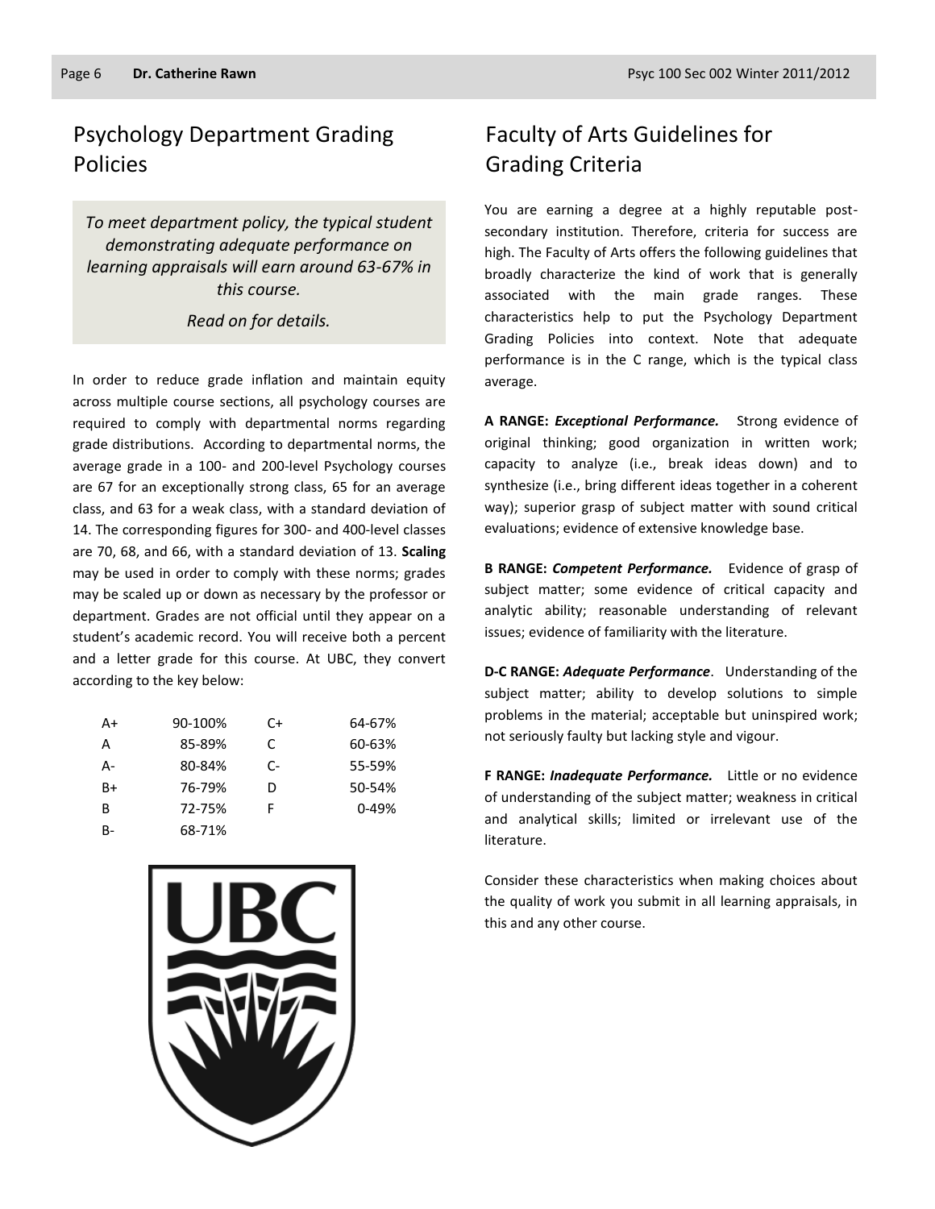## Psychology Department Grading Policies

*To meet department policy, the typical student demonstrating adequate performance on learning appraisals will earn around 63-67% in this course.*

*Read on for details.*

In order to reduce grade inflation and maintain equity across multiple course sections, all psychology courses are required to comply with departmental norms regarding grade distributions. According to departmental norms, the average grade in a 100- and 200-level Psychology courses are 67 for an exceptionally strong class, 65 for an average class, and 63 for a weak class, with a standard deviation of 14. The corresponding figures for 300- and 400-level classes are 70, 68, and 66, with a standard deviation of 13. **Scaling** may be used in order to comply with these norms; grades may be scaled up or down as necessary by the professor or department. Grades are not official until they appear on a student's academic record. You will receive both a percent and a letter grade for this course. At UBC, they convert according to the key below:

| | | | |
|---|---|---|---|
| A+ | 90-100% | C+ | 64-67% |
| A | 85-89% | C | 60-63% |
| A- | 80-84% | C- | 55-59% |
| B+ | 76-79% | D | 50-54% |
| B | 72-75% | F | 0-49% |
| B- | 68-71% | | |

## Faculty of Arts Guidelines for Grading Criteria

You are earning a degree at a highly reputable post-secondary institution. Therefore, criteria for success are high. The Faculty of Arts offers the following guidelines that broadly characterize the kind of work that is generally associated with the main grade ranges. These characteristics help to put the Psychology Department Grading Policies into context. Note that adequate performance is in the C range, which is the typical class average.

**A RANGE:** ***Exceptional Performance.*** Strong evidence of original thinking; good organization in written work; capacity to analyze (i.e., break ideas down) and to synthesize (i.e., bring different ideas together in a coherent way); superior grasp of subject matter with sound critical evaluations; evidence of extensive knowledge base.

**B RANGE:** ***Competent Performance.*** Evidence of grasp of subject matter; some evidence of critical capacity and analytic ability; reasonable understanding of relevant issues; evidence of familiarity with the literature.

**D-C RANGE:** ***Adequate Performance***. Understanding of the subject matter; ability to develop solutions to simple problems in the material; acceptable but uninspired work; not seriously faulty but lacking style and vigour.

**F RANGE:** ***Inadequate Performance.*** Little or no evidence of understanding of the subject matter; weakness in critical and analytical skills; limited or irrelevant use of the literature.

Consider these characteristics when making choices about the quality of work you submit in all learning appraisals, in this and any other course.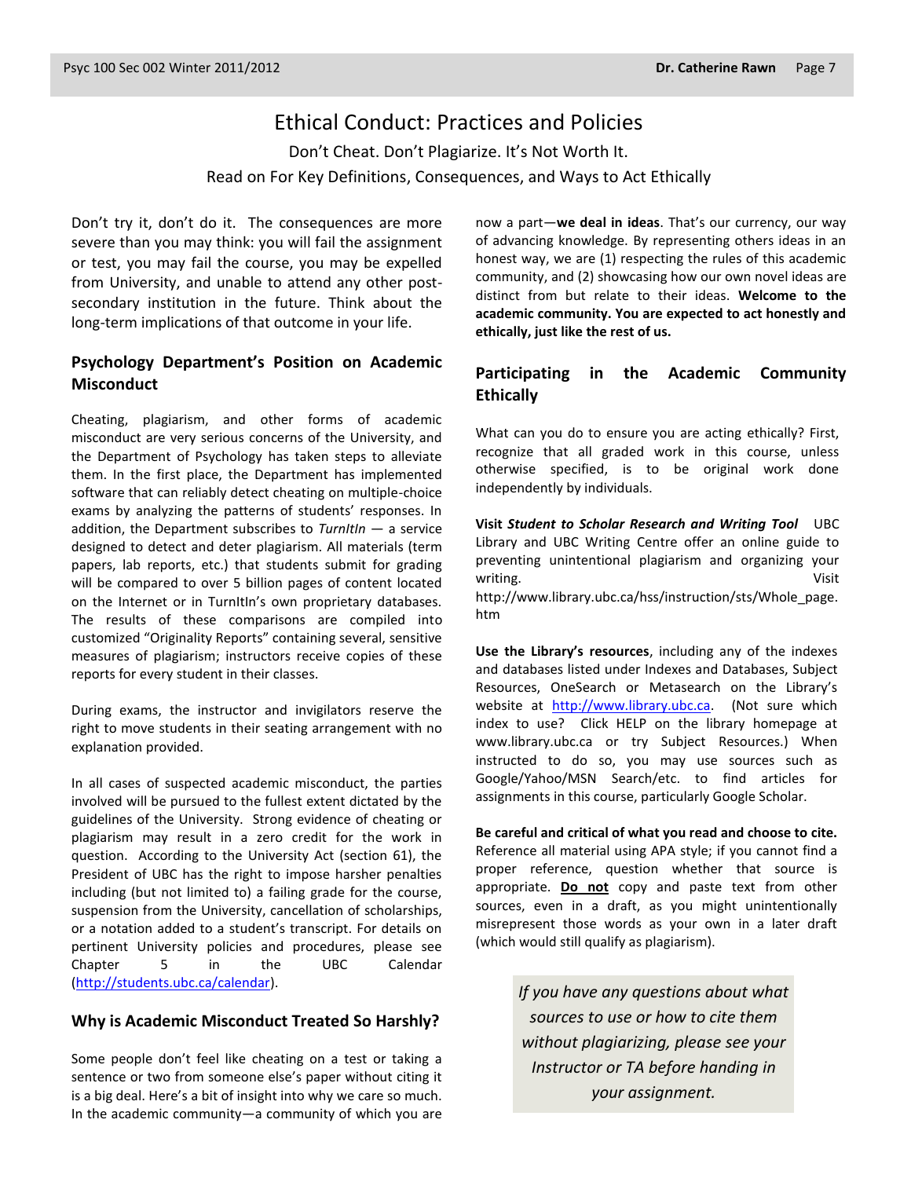# Ethical Conduct: Practices and Policies

Don't Cheat. Don't Plagiarize. It's Not Worth It.

Read on For Key Definitions, Consequences, and Ways to Act Ethically

Don't try it, don't do it. The consequences are more severe than you may think: you will fail the assignment or test, you may fail the course, you may be expelled from University, and unable to attend any other post-secondary institution in the future. Think about the long-term implications of that outcome in your life.

## Psychology Department's Position on Academic Misconduct

Cheating, plagiarism, and other forms of academic misconduct are very serious concerns of the University, and the Department of Psychology has taken steps to alleviate them. In the first place, the Department has implemented software that can reliably detect cheating on multiple-choice exams by analyzing the patterns of students' responses. In addition, the Department subscribes to *TurnItIn* — a service designed to detect and deter plagiarism. All materials (term papers, lab reports, etc.) that students submit for grading will be compared to over 5 billion pages of content located on the Internet or in TurnItIn's own proprietary databases. The results of these comparisons are compiled into customized "Originality Reports" containing several, sensitive measures of plagiarism; instructors receive copies of these reports for every student in their classes.

During exams, the instructor and invigilators reserve the right to move students in their seating arrangement with no explanation provided.

In all cases of suspected academic misconduct, the parties involved will be pursued to the fullest extent dictated by the guidelines of the University. Strong evidence of cheating or plagiarism may result in a zero credit for the work in question. According to the University Act (section 61), the President of UBC has the right to impose harsher penalties including (but not limited to) a failing grade for the course, suspension from the University, cancellation of scholarships, or a notation added to a student's transcript. For details on pertinent University policies and procedures, please see Chapter 5 in the UBC Calendar (http://students.ubc.ca/calendar).

## Why is Academic Misconduct Treated So Harshly?

Some people don't feel like cheating on a test or taking a sentence or two from someone else's paper without citing it is a big deal. Here's a bit of insight into why we care so much. In the academic community—a community of which you are now a part—**we deal in ideas**. That's our currency, our way of advancing knowledge. By representing others ideas in an honest way, we are (1) respecting the rules of this academic community, and (2) showcasing how our own novel ideas are distinct from but relate to their ideas. **Welcome to the academic community. You are expected to act honestly and ethically, just like the rest of us.**

## Participating in the Academic Community Ethically

What can you do to ensure you are acting ethically? First, recognize that all graded work in this course, unless otherwise specified, is to be original work done independently by individuals.

**Visit *Student to Scholar Research and Writing Tool*** UBC Library and UBC Writing Centre offer an online guide to preventing unintentional plagiarism and organizing your writing. Visit http://www.library.ubc.ca/hss/instruction/sts/Whole_page.htm

**Use the Library's resources**, including any of the indexes and databases listed under Indexes and Databases, Subject Resources, OneSearch or Metasearch on the Library's website at http://www.library.ubc.ca. (Not sure which index to use? Click HELP on the library homepage at www.library.ubc.ca or try Subject Resources.) When instructed to do so, you may use sources such as Google/Yahoo/MSN Search/etc. to find articles for assignments in this course, particularly Google Scholar.

**Be careful and critical of what you read and choose to cite.** Reference all material using APA style; if you cannot find a proper reference, question whether that source is appropriate. **Do not** copy and paste text from other sources, even in a draft, as you might unintentionally misrepresent those words as your own in a later draft (which would still qualify as plagiarism).

*If you have any questions about what sources to use or how to cite them without plagiarizing, please see your Instructor or TA before handing in your assignment.*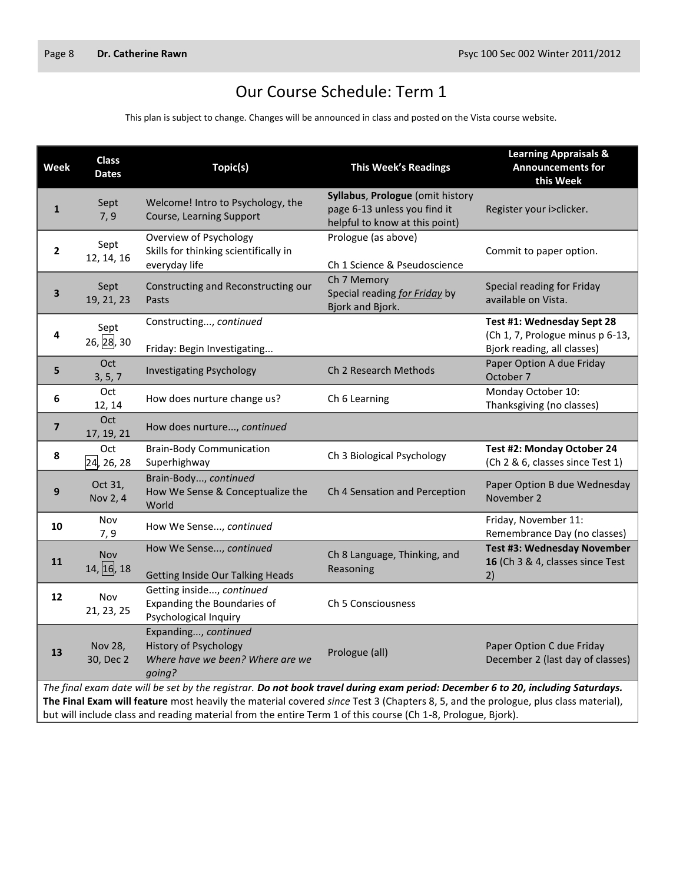# Our Course Schedule: Term 1

This plan is subject to change. Changes will be announced in class and posted on the Vista course website.

| Week | Class Dates | Topic(s) | This Week's Readings | Learning Appraisals & Announcements for this Week |
|---|---|---|---|---|
| **1** | Sept 7, 9 | Welcome! Intro to Psychology, the Course, Learning Support | **Syllabus**, **Prologue** (omit history page 6-13 unless you find it helpful to know at this point) | Register your i>clicker. |
| **2** | Sept 12, 14, 16 | Overview of Psychology<br>Skills for thinking scientifically in everyday life | Prologue (as above)<br><br>Ch 1 Science & Pseudoscience | Commit to paper option. |
| **3** | Sept 19, 21, 23 | Constructing and Reconstructing our Pasts | Ch 7 Memory<br>Special reading *for Friday* by Bjork and Bjork. | Special reading for Friday available on Vista. |
| **4** | Sept 26, [28], 30 | Constructing..., *continued*<br><br>Friday: Begin Investigating... | | **Test #1: Wednesday Sept 28** (Ch 1, 7, Prologue minus p 6-13, Bjork reading, all classes) |
| **5** | Oct 3, 5, 7 | Investigating Psychology | Ch 2 Research Methods | Paper Option A due Friday October 7 |
| **6** | Oct 12, 14 | How does nurture change us? | Ch 6 Learning | Monday October 10: Thanksgiving (no classes) |
| **7** | Oct 17, 19, 21 | How does nurture..., *continued* | | |
| **8** | Oct [24], 26, 28 | Brain-Body Communication Superhighway | Ch 3 Biological Psychology | **Test #2: Monday October 24** (Ch 2 & 6, classes since Test 1) |
| **9** | Oct 31, Nov 2, 4 | Brain-Body..., *continued*<br>How We Sense & Conceptualize the World | Ch 4 Sensation and Perception | Paper Option B due Wednesday November 2 |
| **10** | Nov 7, 9 | How We Sense..., *continued* | | Friday, November 11: Remembrance Day (no classes) |
| **11** | Nov 14, [16], 18 | How We Sense..., *continued*<br><br>Getting Inside Our Talking Heads | Ch 8 Language, Thinking, and Reasoning | **Test #3: Wednesday November 16** (Ch 3 & 4, classes since Test 2) |
| **12** | Nov 21, 23, 25 | Getting inside..., *continued*<br>Expanding the Boundaries of Psychological Inquiry | Ch 5 Consciousness | |
| **13** | Nov 28, 30, Dec 2 | Expanding..., *continued*<br>History of Psychology<br>*Where have we been? Where are we going?* | Prologue (all) | Paper Option C due Friday December 2 (last day of classes) |

*The final exam date will be set by the registrar.* ***Do not book travel during exam period: December 6 to 20, including Saturdays.*** **The Final Exam will feature** most heavily the material covered *since* Test 3 (Chapters 8, 5, and the prologue, plus class material), but will include class and reading material from the entire Term 1 of this course (Ch 1-8, Prologue, Bjork).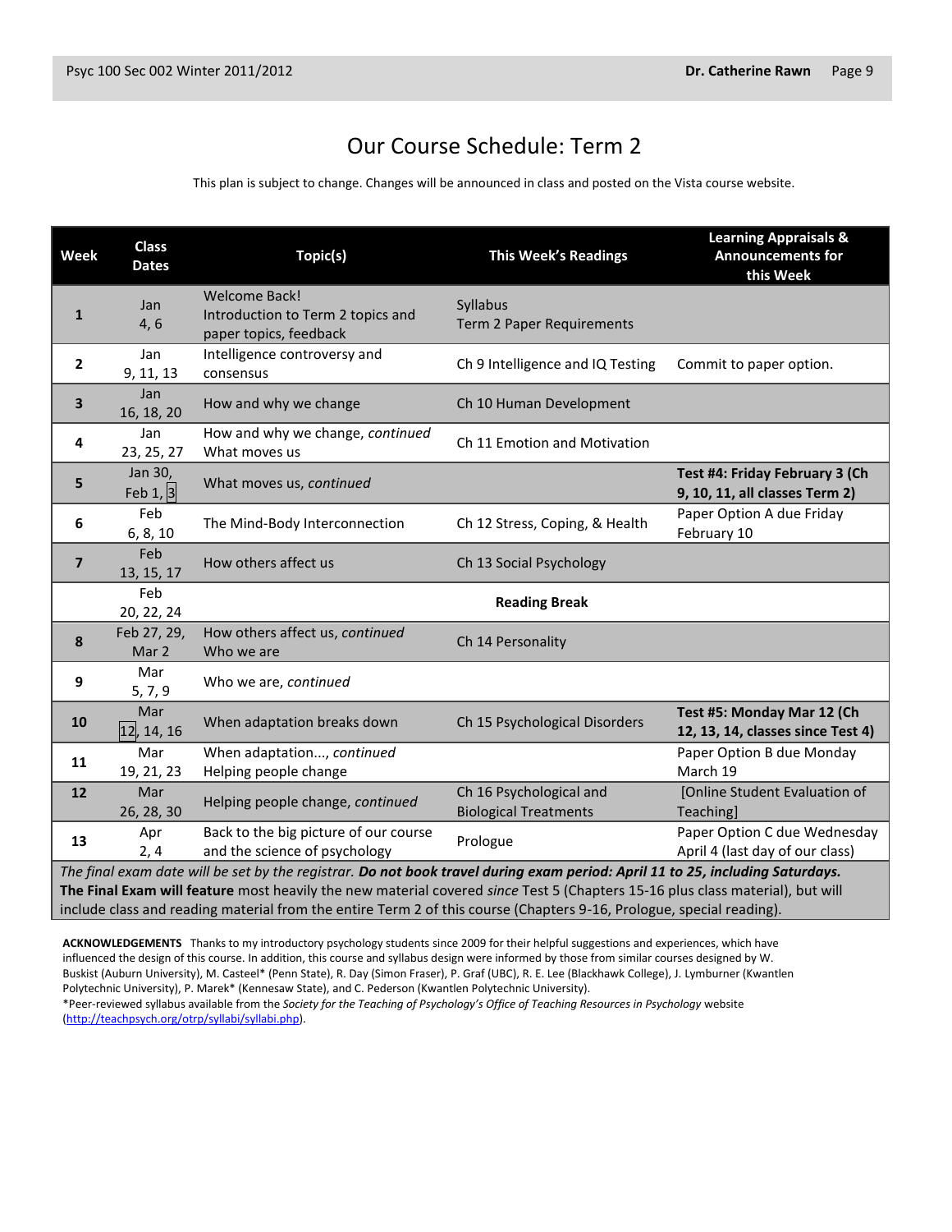# Our Course Schedule: Term 2

This plan is subject to change. Changes will be announced in class and posted on the Vista course website.

| Week | Class Dates | Topic(s) | This Week's Readings | Learning Appraisals & Announcements for this Week |
|---|---|---|---|---|
| 1 | Jan 4, 6 | Welcome Back! Introduction to Term 2 topics and paper topics, feedback | Syllabus Term 2 Paper Requirements | |
| 2 | Jan 9, 11, 13 | Intelligence controversy and consensus | Ch 9 Intelligence and IQ Testing | Commit to paper option. |
| 3 | Jan 16, 18, 20 | How and why we change | Ch 10 Human Development | |
| 4 | Jan 23, 25, 27 | How and why we change, *continued* What moves us | Ch 11 Emotion and Motivation | |
| 5 | Jan 30, Feb 1, 3 | What moves us, *continued* | | **Test #4: Friday February 3 (Ch 9, 10, 11, all classes Term 2)** |
| 6 | Feb 6, 8, 10 | The Mind-Body Interconnection | Ch 12 Stress, Coping, & Health | Paper Option A due Friday February 10 |
| 7 | Feb 13, 15, 17 | How others affect us | Ch 13 Social Psychology | |
| | Feb 20, 22, 24 | | **Reading Break** | |
| 8 | Feb 27, 29, Mar 2 | How others affect us, *continued* Who we are | Ch 14 Personality | |
| 9 | Mar 5, 7, 9 | Who we are, *continued* | | |
| 10 | Mar 12, 14, 16 | When adaptation breaks down | Ch 15 Psychological Disorders | **Test #5: Monday Mar 12 (Ch 12, 13, 14, classes since Test 4)** |
| 11 | Mar 19, 21, 23 | When adaptation..., *continued* Helping people change | | Paper Option B due Monday March 19 |
| 12 | Mar 26, 28, 30 | Helping people change, *continued* | Ch 16 Psychological and Biological Treatments | [Online Student Evaluation of Teaching] |
| 13 | Apr 2, 4 | Back to the big picture of our course and the science of psychology | Prologue | Paper Option C due Wednesday April 4 (last day of our class) |

*The final exam date will be set by the registrar.* ***Do not book travel during exam period: April 11 to 25, including Saturdays.*** **The Final Exam will feature** most heavily the new material covered *since* Test 5 (Chapters 15-16 plus class material), but will include class and reading material from the entire Term 2 of this course (Chapters 9-16, Prologue, special reading).

**ACKNOWLEDGEMENTS** Thanks to my introductory psychology students since 2009 for their helpful suggestions and experiences, which have influenced the design of this course. In addition, this course and syllabus design were informed by those from similar courses designed by W. Buskist (Auburn University), M. Casteel* (Penn State), R. Day (Simon Fraser), P. Graf (UBC), R. E. Lee (Blackhawk College), J. Lymburner (Kwantlen Polytechnic University), P. Marek* (Kennesaw State), and C. Pederson (Kwantlen Polytechnic University).
*Peer-reviewed syllabus available from the *Society for the Teaching of Psychology's Office of Teaching Resources in Psychology* website (http://teachpsych.org/otrp/syllabi/syllabi.php).